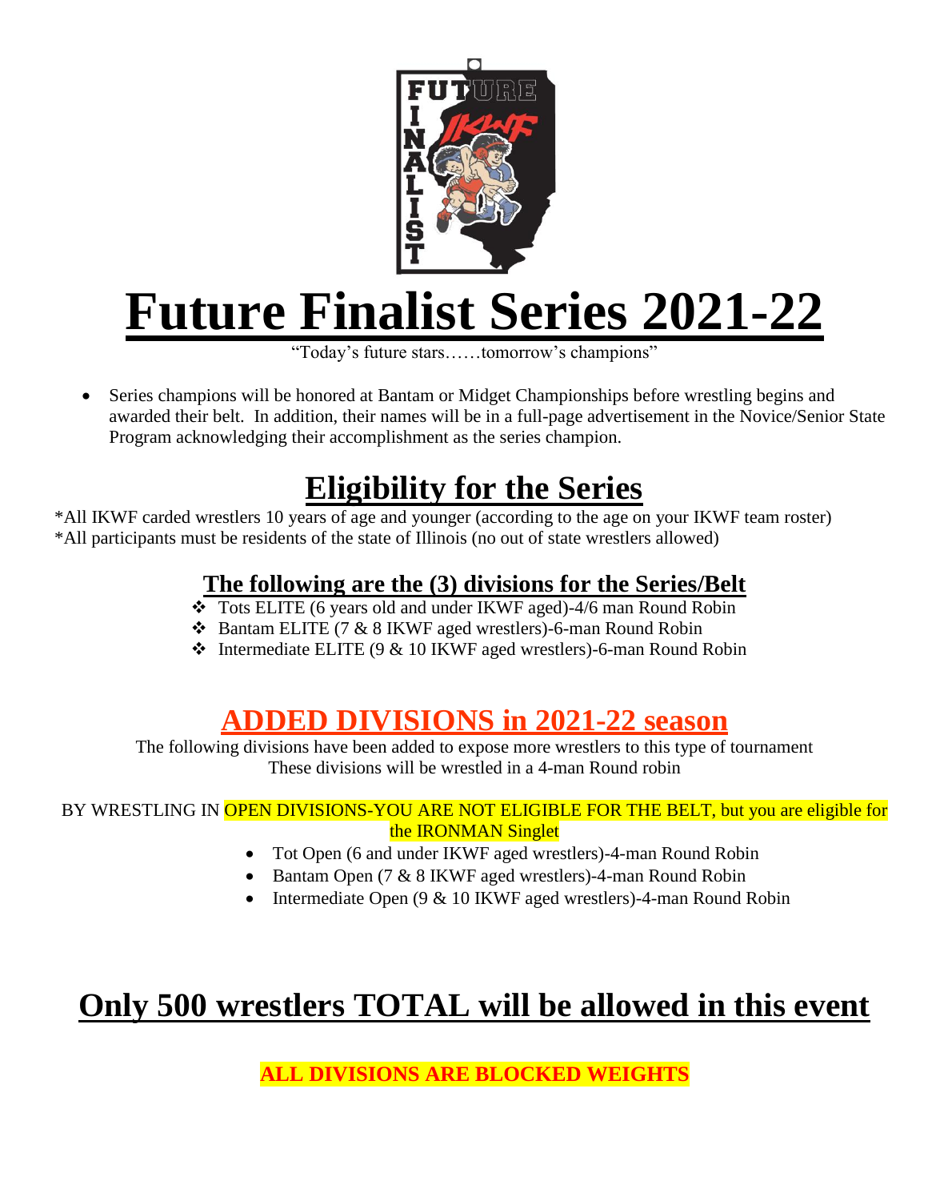# Future Finalist Series 2021-22

"Today's future stars……tomorrow's champions"

- Series champions will be honored at Bantam or Midget Championships before wrestling begins and awarded their belt. In addition, their names will be in a full-page advertisement in the Novice/Senior State Program acknowledging their accomplishment as the series champion.

## Eligibility for the Series

*All IKWF carded wrestlers 10 years of age and younger (according to the age on your IKWF team roster)
*All participants must be residents of the state of Illinois (no out of state wrestlers allowed)

### The following are the (3) divisions for the Series/Belt

- Tots ELITE (6 years old and under IKWF aged)-4/6 man Round Robin
- Bantam ELITE (7 & 8 IKWF aged wrestlers)-6-man Round Robin
- Intermediate ELITE (9 & 10 IKWF aged wrestlers)-6-man Round Robin

## ADDED DIVISIONS in 2021-22 season

The following divisions have been added to expose more wrestlers to this type of tournament
These divisions will be wrestled in a 4-man Round robin

BY WRESTLING IN OPEN DIVISIONS-YOU ARE NOT ELIGIBLE FOR THE BELT, but you are eligible for the IRONMAN Singlet

- Tot Open (6 and under IKWF aged wrestlers)-4-man Round Robin
- Bantam Open (7 & 8 IKWF aged wrestlers)-4-man Round Robin
- Intermediate Open (9 & 10 IKWF aged wrestlers)-4-man Round Robin

## Only 500 wrestlers TOTAL will be allowed in this event

**ALL DIVISIONS ARE BLOCKED WEIGHTS**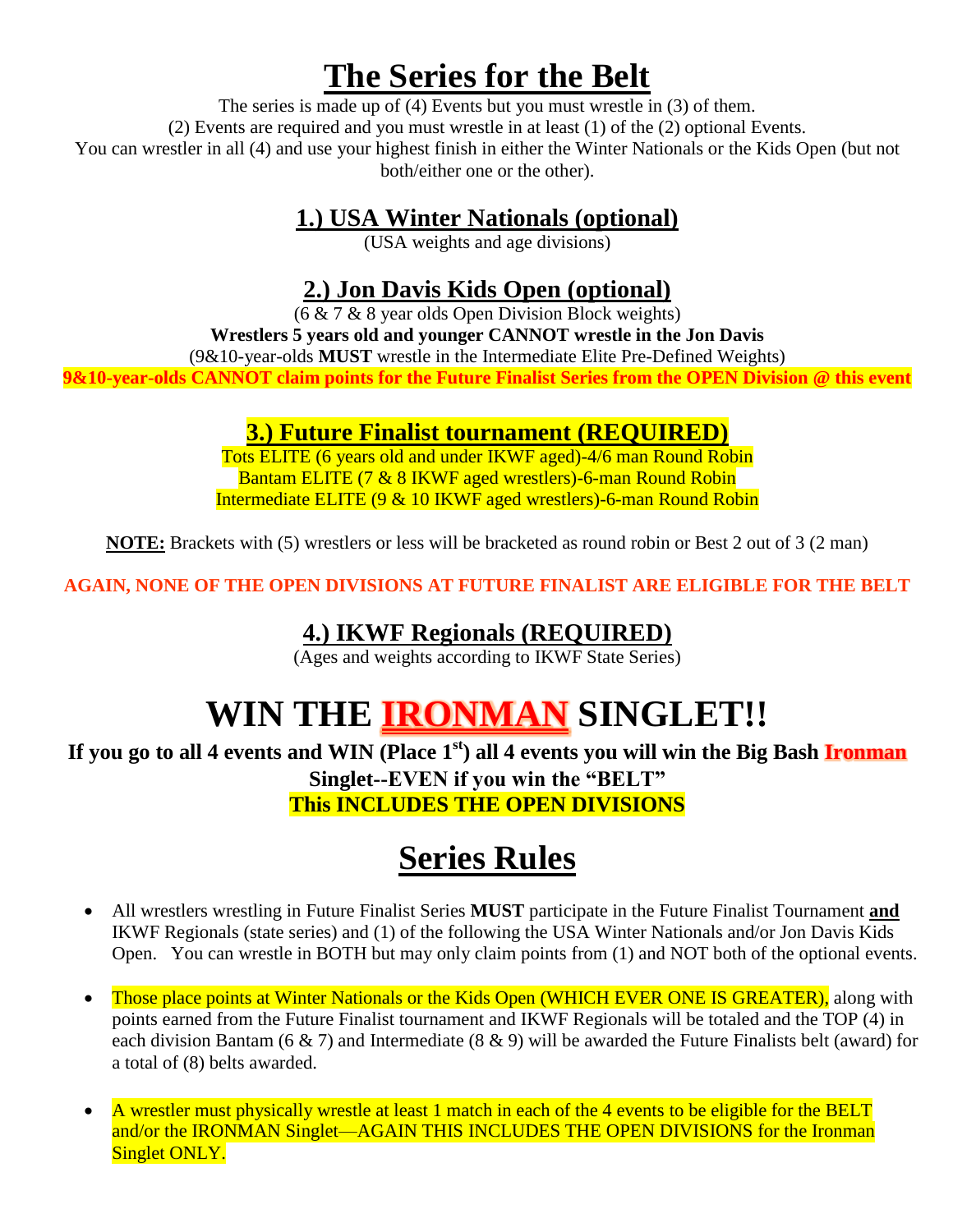# The Series for the Belt

The series is made up of (4) Events but you must wrestle in (3) of them.
(2) Events are required and you must wrestle in at least (1) of the (2) optional Events.
You can wrestler in all (4) and use your highest finish in either the Winter Nationals or the Kids Open (but not both/either one or the other).

## 1.) USA Winter Nationals (optional)

(USA weights and age divisions)

## 2.) Jon Davis Kids Open (optional)

(6 & 7 & 8 year olds Open Division Block weights)
**Wrestlers 5 years old and younger CANNOT wrestle in the Jon Davis**
(9&10-year-olds **MUST** wrestle in the Intermediate Elite Pre-Defined Weights)
**9&10-year-olds CANNOT claim points for the Future Finalist Series from the OPEN Division @ this event**

## 3.) Future Finalist tournament (REQUIRED)

Tots ELITE (6 years old and under IKWF aged)-4/6 man Round Robin
Bantam ELITE (7 & 8 IKWF aged wrestlers)-6-man Round Robin
Intermediate ELITE (9 & 10 IKWF aged wrestlers)-6-man Round Robin

**NOTE:** Brackets with (5) wrestlers or less will be bracketed as round robin or Best 2 out of 3 (2 man)

**AGAIN, NONE OF THE OPEN DIVISIONS AT FUTURE FINALIST ARE ELIGIBLE FOR THE BELT**

## 4.) IKWF Regionals (REQUIRED)

(Ages and weights according to IKWF State Series)

# WIN THE IRONMAN SINGLET!!

**If you go to all 4 events and WIN (Place 1st) all 4 events you will win the Big Bash Ironman Singlet--EVEN if you win the "BELT"**
**This INCLUDES THE OPEN DIVISIONS**

# Series Rules

- All wrestlers wrestling in Future Finalist Series **MUST** participate in the Future Finalist Tournament **and** IKWF Regionals (state series) and (1) of the following the USA Winter Nationals and/or Jon Davis Kids Open. You can wrestle in BOTH but may only claim points from (1) and NOT both of the optional events.
- Those place points at Winter Nationals or the Kids Open (WHICH EVER ONE IS GREATER), along with points earned from the Future Finalist tournament and IKWF Regionals will be totaled and the TOP (4) in each division Bantam (6 & 7) and Intermediate (8 & 9) will be awarded the Future Finalists belt (award) for a total of (8) belts awarded.
- A wrestler must physically wrestle at least 1 match in each of the 4 events to be eligible for the BELT and/or the IRONMAN Singlet—AGAIN THIS INCLUDES THE OPEN DIVISIONS for the Ironman Singlet ONLY.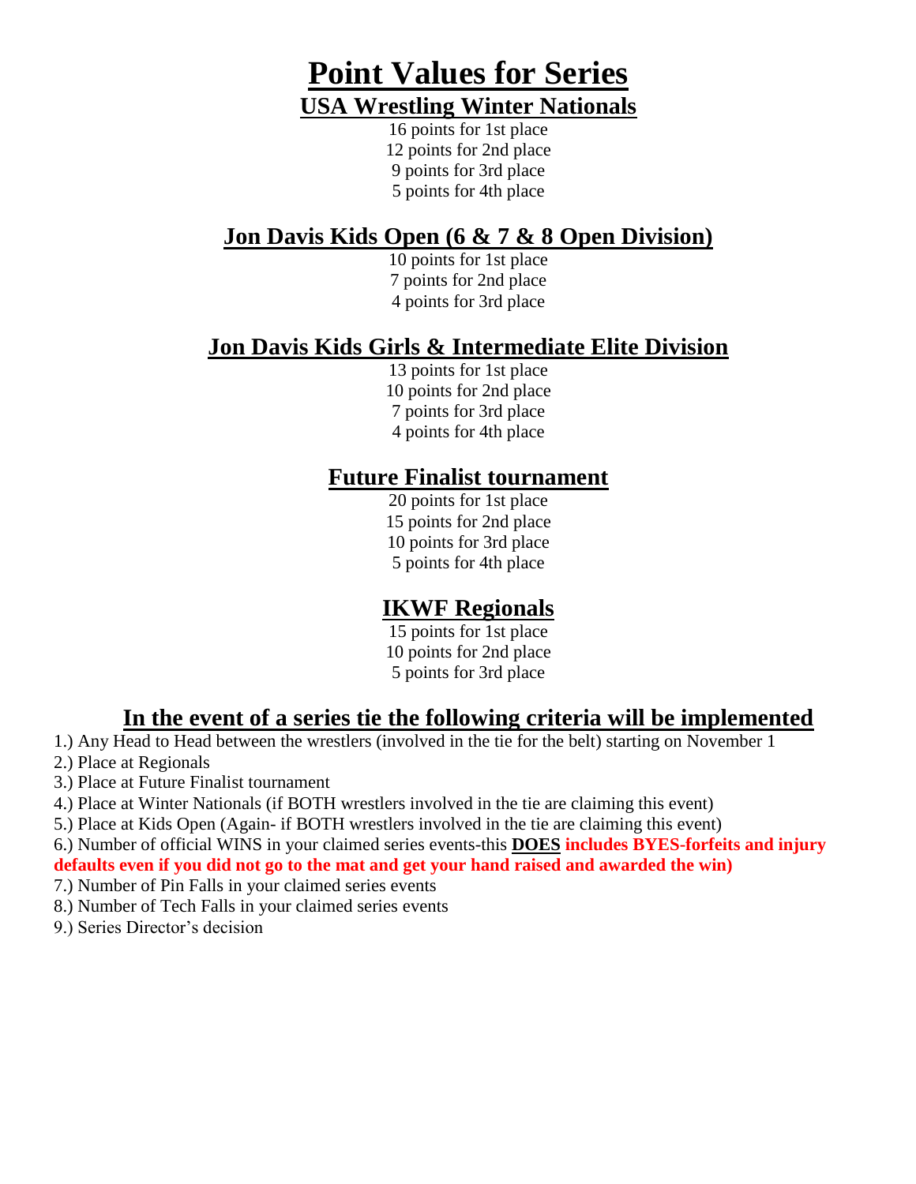# Point Values for Series

## USA Wrestling Winter Nationals

16 points for 1st place
12 points for 2nd place
9 points for 3rd place
5 points for 4th place

## Jon Davis Kids Open (6 & 7 & 8 Open Division)

10 points for 1st place
7 points for 2nd place
4 points for 3rd place

## Jon Davis Kids Girls & Intermediate Elite Division

13 points for 1st place
10 points for 2nd place
7 points for 3rd place
4 points for 4th place

## Future Finalist tournament

20 points for 1st place
15 points for 2nd place
10 points for 3rd place
5 points for 4th place

## IKWF Regionals

15 points for 1st place
10 points for 2nd place
5 points for 3rd place

## In the event of a series tie the following criteria will be implemented

1.) Any Head to Head between the wrestlers (involved in the tie for the belt) starting on November 1
2.) Place at Regionals
3.) Place at Future Finalist tournament
4.) Place at Winter Nationals (if BOTH wrestlers involved in the tie are claiming this event)
5.) Place at Kids Open (Again- if BOTH wrestlers involved in the tie are claiming this event)
6.) Number of official WINS in your claimed series events-this **DOES** **includes BYES-forfeits and injury defaults even if you did not go to the mat and get your hand raised and awarded the win)**
7.) Number of Pin Falls in your claimed series events
8.) Number of Tech Falls in your claimed series events
9.) Series Director's decision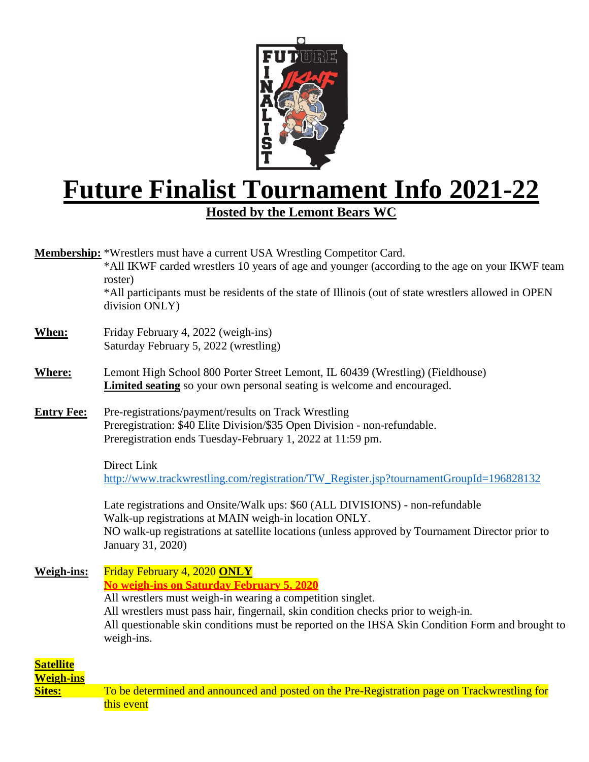# Future Finalist Tournament Info 2021-22

## Hosted by the Lemont Bears WC

**Membership:** *Wrestlers must have a current USA Wrestling Competitor Card.
*All IKWF carded wrestlers 10 years of age and younger (according to the age on your IKWF team roster)
*All participants must be residents of the state of Illinois (out of state wrestlers allowed in OPEN division ONLY)

**When:** Friday February 4, 2022 (weigh-ins)
Saturday February 5, 2022 (wrestling)

**Where:** Lemont High School 800 Porter Street Lemont, IL 60439 (Wrestling) (Fieldhouse)
**Limited seating** so your own personal seating is welcome and encouraged.

**Entry Fee:** Pre-registrations/payment/results on Track Wrestling
Preregistration: $40 Elite Division/$35 Open Division - non-refundable.
Preregistration ends Tuesday-February 1, 2022 at 11:59 pm.

Direct Link
http://www.trackwrestling.com/registration/TW_Register.jsp?tournamentGroupId=196828132

Late registrations and Onsite/Walk ups: $60 (ALL DIVISIONS) - non-refundable
Walk-up registrations at MAIN weigh-in location ONLY.
NO walk-up registrations at satellite locations (unless approved by Tournament Director prior to January 31, 2020)

**Weigh-ins:** Friday February 4, 2020 **ONLY**
**No weigh-ins on Saturday February 5, 2020**
All wrestlers must weigh-in wearing a competition singlet.
All wrestlers must pass hair, fingernail, skin condition checks prior to weigh-in.
All questionable skin conditions must be reported on the IHSA Skin Condition Form and brought to weigh-ins.

**Satellite Weigh-ins Sites:** To be determined and announced and posted on the Pre-Registration page on Trackwrestling for this event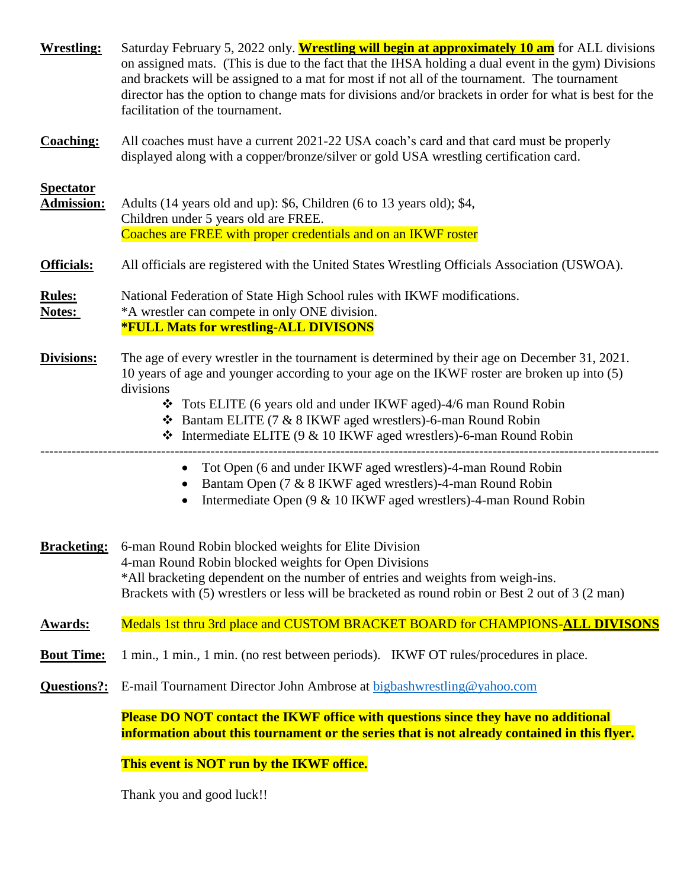**Wrestling:** Saturday February 5, 2022 only. **Wrestling will begin at approximately 10 am** for ALL divisions on assigned mats. (This is due to the fact that the IHSA holding a dual event in the gym) Divisions and brackets will be assigned to a mat for most if not all of the tournament. The tournament director has the option to change mats for divisions and/or brackets in order for what is best for the facilitation of the tournament.

**Coaching:** All coaches must have a current 2021-22 USA coach's card and that card must be properly displayed along with a copper/bronze/silver or gold USA wrestling certification card.

**Spectator Admission:** Adults (14 years old and up): $6, Children (6 to 13 years old); $4, Children under 5 years old are FREE.
Coaches are FREE with proper credentials and on an IKWF roster

**Officials:** All officials are registered with the United States Wrestling Officials Association (USWOA).

**Rules:** National Federation of State High School rules with IKWF modifications.

**Notes:** *A wrestler can compete in only ONE division.
**\*FULL Mats for wrestling-ALL DIVISONS**

**Divisions:** The age of every wrestler in the tournament is determined by their age on December 31, 2021. 10 years of age and younger according to your age on the IKWF roster are broken up into (5) divisions

- Tots ELITE (6 years old and under IKWF aged)-4/6 man Round Robin
- Bantam ELITE (7 & 8 IKWF aged wrestlers)-6-man Round Robin
- Intermediate ELITE (9 & 10 IKWF aged wrestlers)-6-man Round Robin

---

- Tot Open (6 and under IKWF aged wrestlers)-4-man Round Robin
- Bantam Open (7 & 8 IKWF aged wrestlers)-4-man Round Robin
- Intermediate Open (9 & 10 IKWF aged wrestlers)-4-man Round Robin

**Bracketing:** 6-man Round Robin blocked weights for Elite Division
4-man Round Robin blocked weights for Open Divisions
*All bracketing dependent on the number of entries and weights from weigh-ins.
Brackets with (5) wrestlers or less will be bracketed as round robin or Best 2 out of 3 (2 man)

**Awards:** Medals 1st thru 3rd place and CUSTOM BRACKET BOARD for CHAMPIONS-**ALL DIVISONS**

**Bout Time:** 1 min., 1 min., 1 min. (no rest between periods). IKWF OT rules/procedures in place.

**Questions?:** E-mail Tournament Director John Ambrose at bigbashwrestling@yahoo.com

**Please DO NOT contact the IKWF office with questions since they have no additional information about this tournament or the series that is not already contained in this flyer.**

**This event is NOT run by the IKWF office.**

Thank you and good luck!!